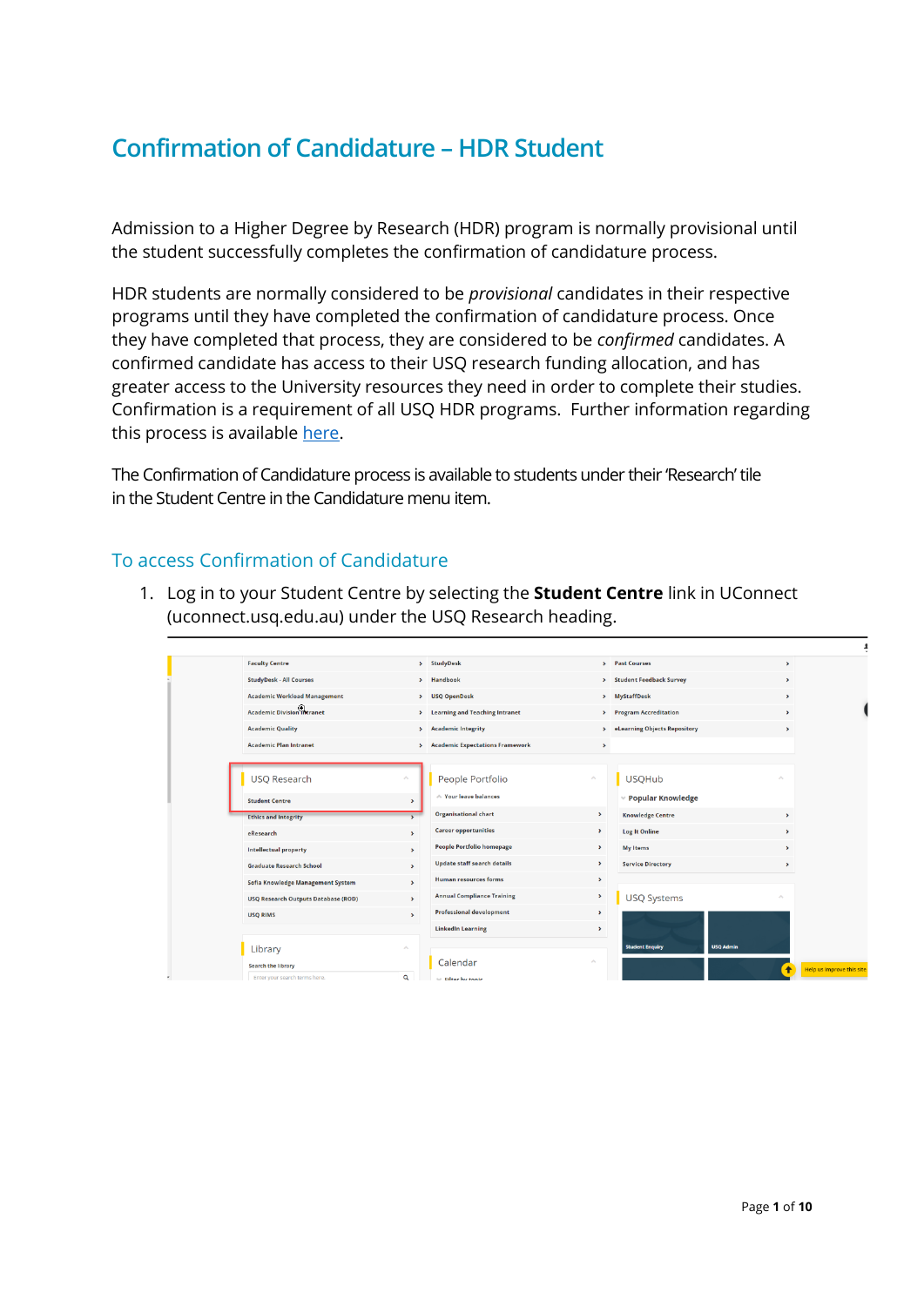# Confirmation of Candidature – HDR Student

Admission to a Higher Degree by Research (HDR) program is normally provisional until the student successfully completes the confirmation of candidature process.

HDR students are normally considered to be *provisional* candidates in their respective programs until they have completed the confirmation of candidature process. Once they have completed that process, they are considered to be *confirmed* candidates. A confirmed candidate has access to their USQ research funding allocation, and has greater access to the University resources they need in order to complete their studies. Confirmation is a requirement of all USQ HDR programs. Further information regarding this process is available [here](#).

The Confirmation of Candidature process is available to students under their 'Research' tile in the Student Centre in the Candidature menu item.

## To access Confirmation of Candidature

1. Log in to your Student Centre by selecting the **Student Centre** link in UConnect (uconnect.usq.edu.au) under the USQ Research heading.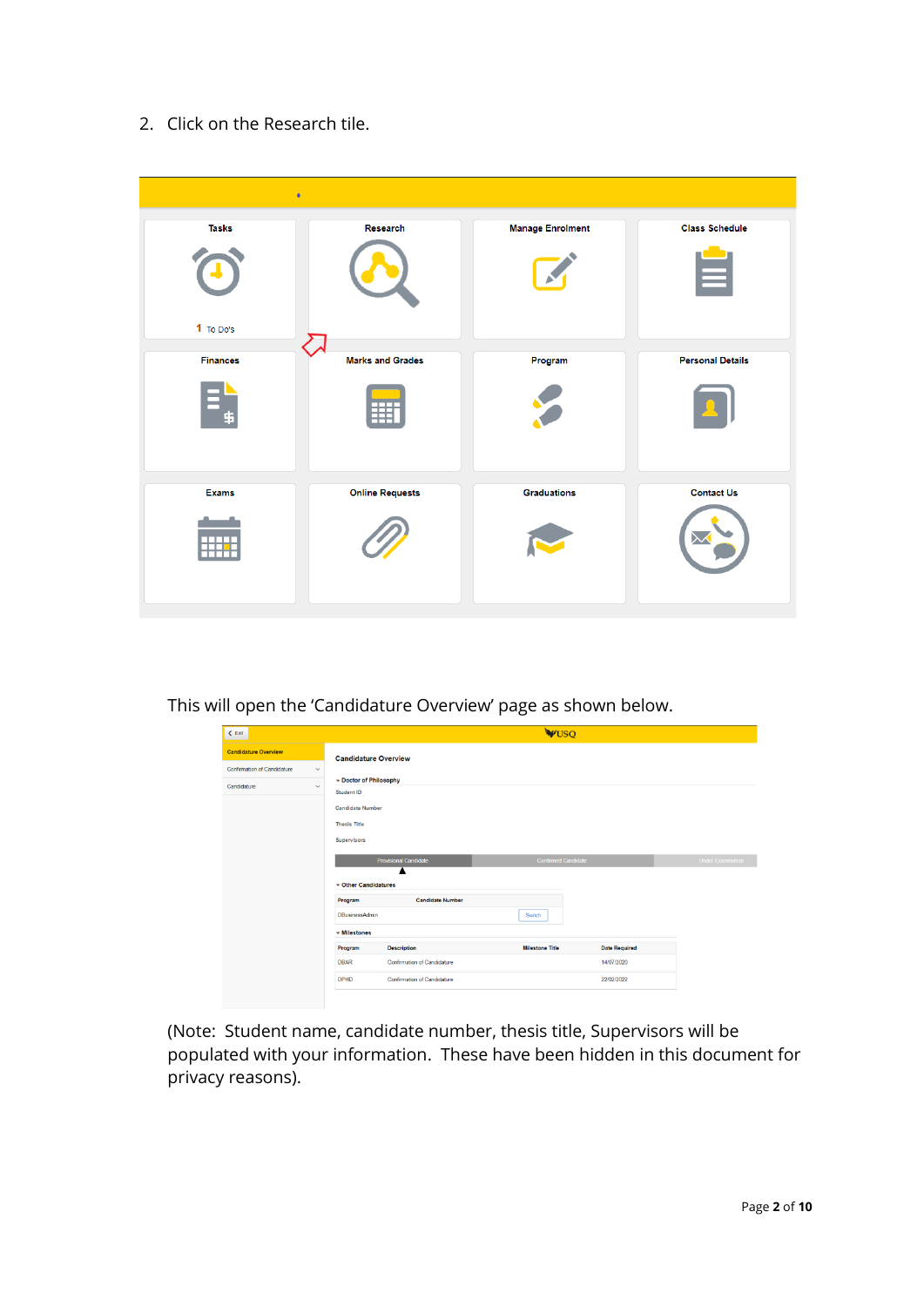2. Click on the Research tile.

This will open the 'Candidature Overview' page as shown below.

(Note: Student name, candidate number, thesis title, Supervisors will be populated with your information. These have been hidden in this document for privacy reasons).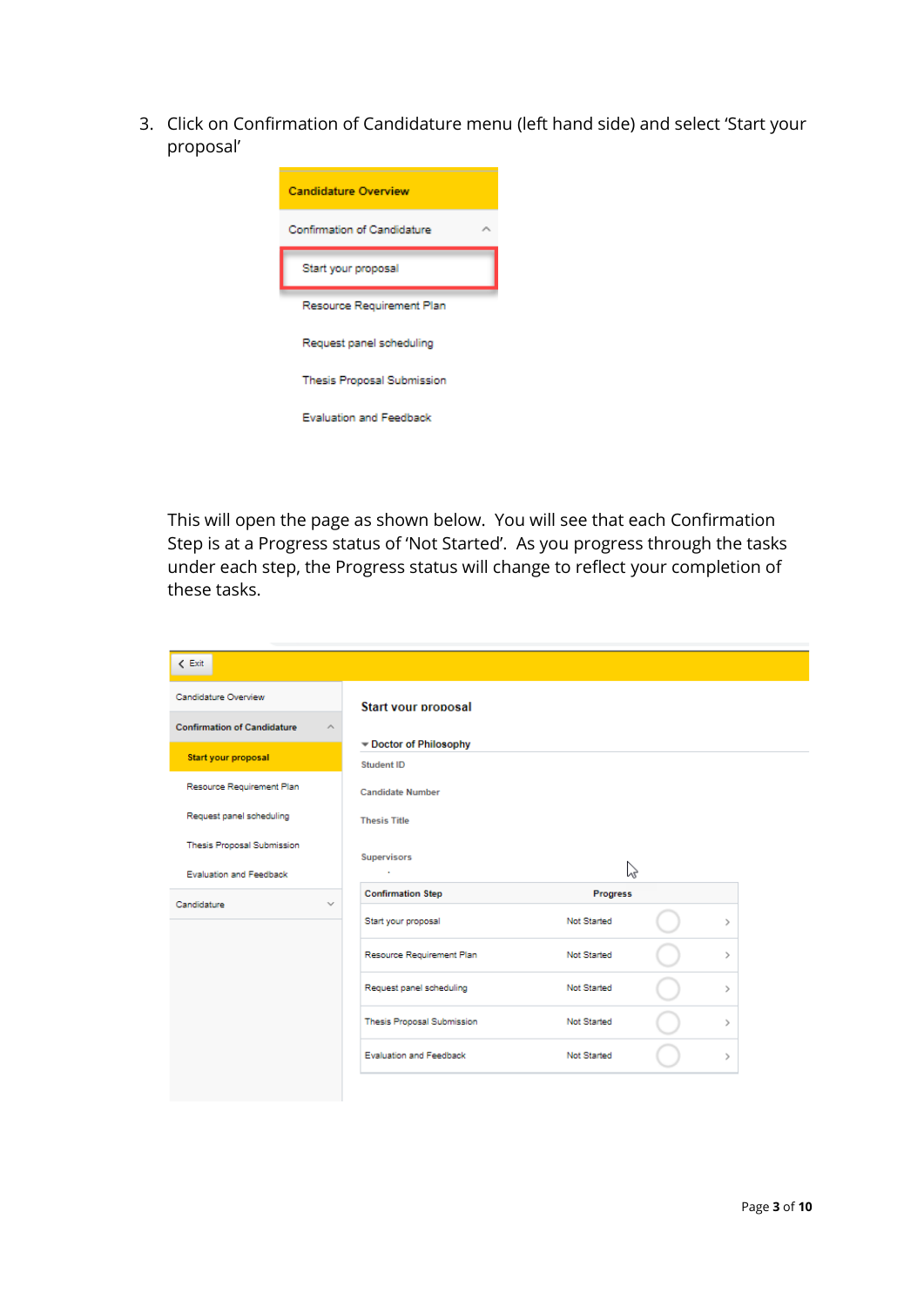3. Click on Confirmation of Candidature menu (left hand side) and select 'Start your proposal'

   This will open the page as shown below. You will see that each Confirmation Step is at a Progress status of 'Not Started'. As you progress through the tasks under each step, the Progress status will change to reflect your completion of these tasks.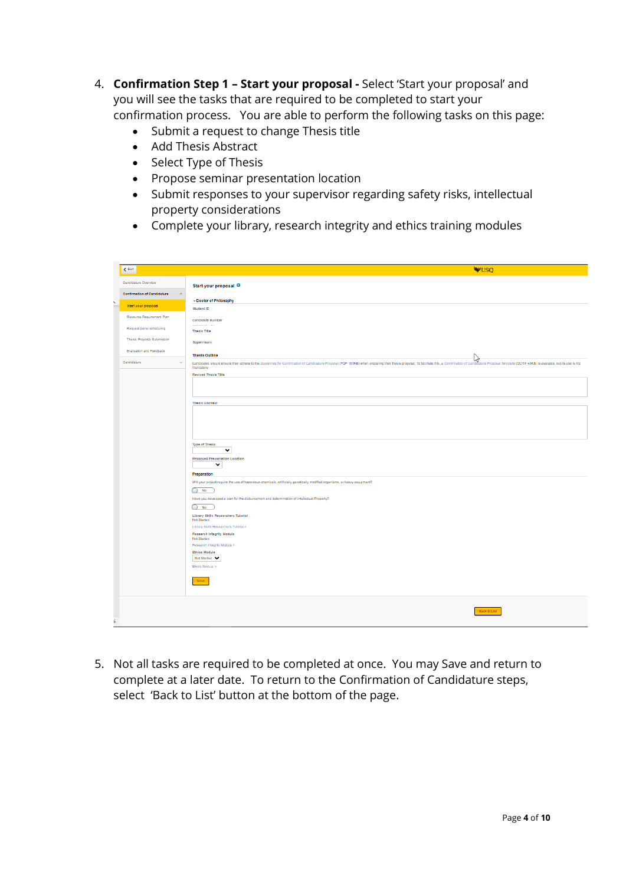4. **Confirmation Step 1 – Start your proposal -** Select 'Start your proposal' and you will see the tasks that are required to be completed to start your confirmation process. You are able to perform the following tasks on this page:
   - Submit a request to change Thesis title
   - Add Thesis Abstract
   - Select Type of Thesis
   - Propose seminar presentation location
   - Submit responses to your supervisor regarding safety risks, intellectual property considerations
   - Complete your library, research integrity and ethics training modules

5. Not all tasks are required to be completed at once. You may Save and return to complete at a later date. To return to the Confirmation of Candidature steps, select 'Back to List' button at the bottom of the page.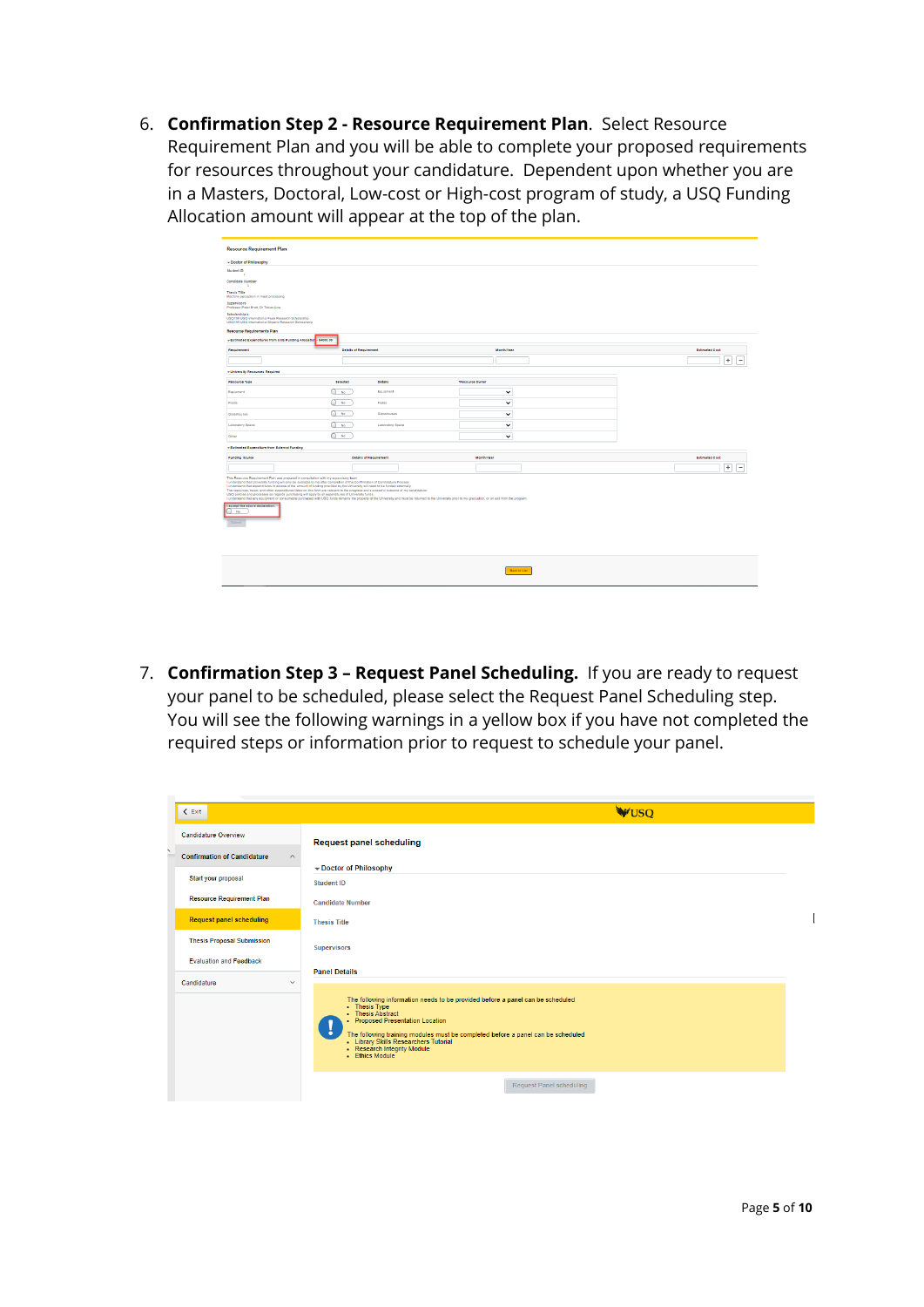6. **Confirmation Step 2 - Resource Requirement Plan**. Select Resource Requirement Plan and you will be able to complete your proposed requirements for resources throughout your candidature. Dependent upon whether you are in a Masters, Doctoral, Low-cost or High-cost program of study, a USQ Funding Allocation amount will appear at the top of the plan.

7. **Confirmation Step 3 – Request Panel Scheduling.** If you are ready to request your panel to be scheduled, please select the Request Panel Scheduling step. You will see the following warnings in a yellow box if you have not completed the required steps or information prior to request to schedule your panel.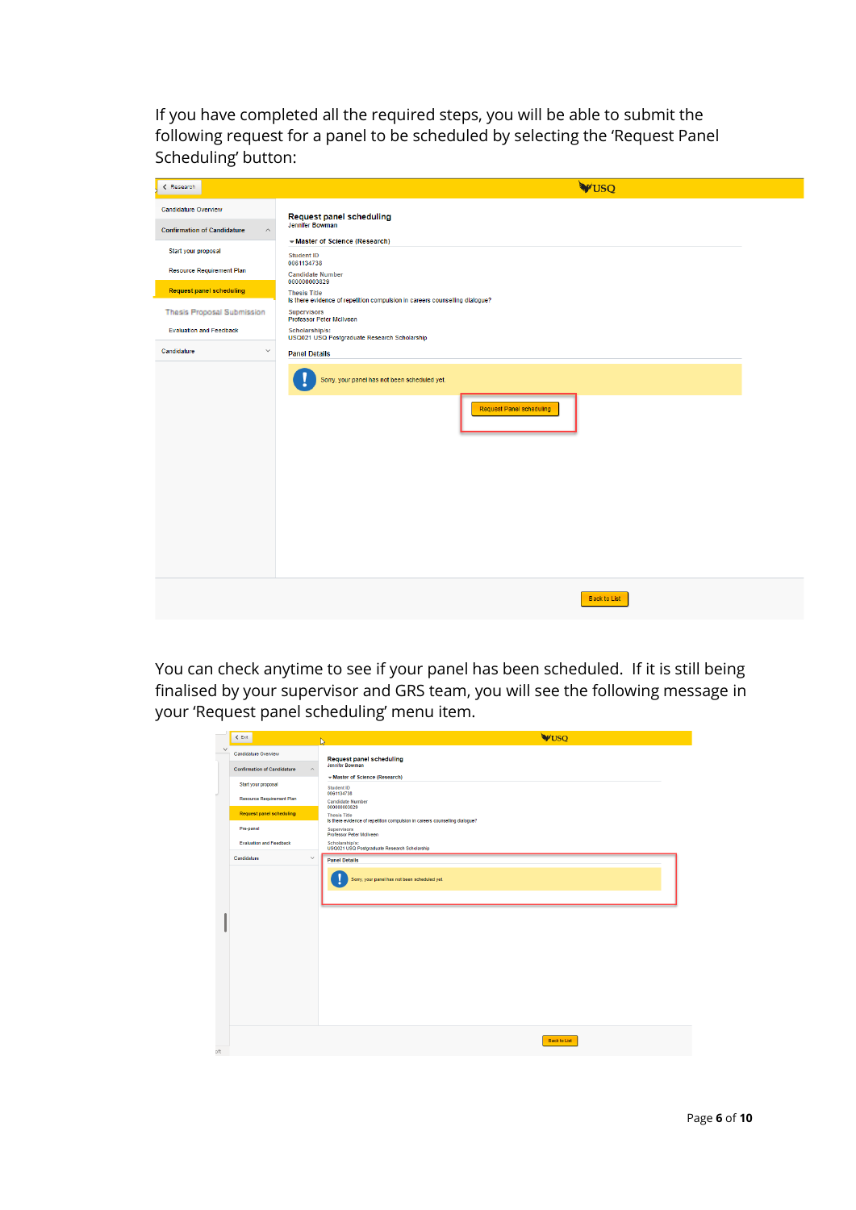If you have completed all the required steps, you will be able to submit the following request for a panel to be scheduled by selecting the 'Request Panel Scheduling' button:

You can check anytime to see if your panel has been scheduled. If it is still being finalised by your supervisor and GRS team, you will see the following message in your 'Request panel scheduling' menu item.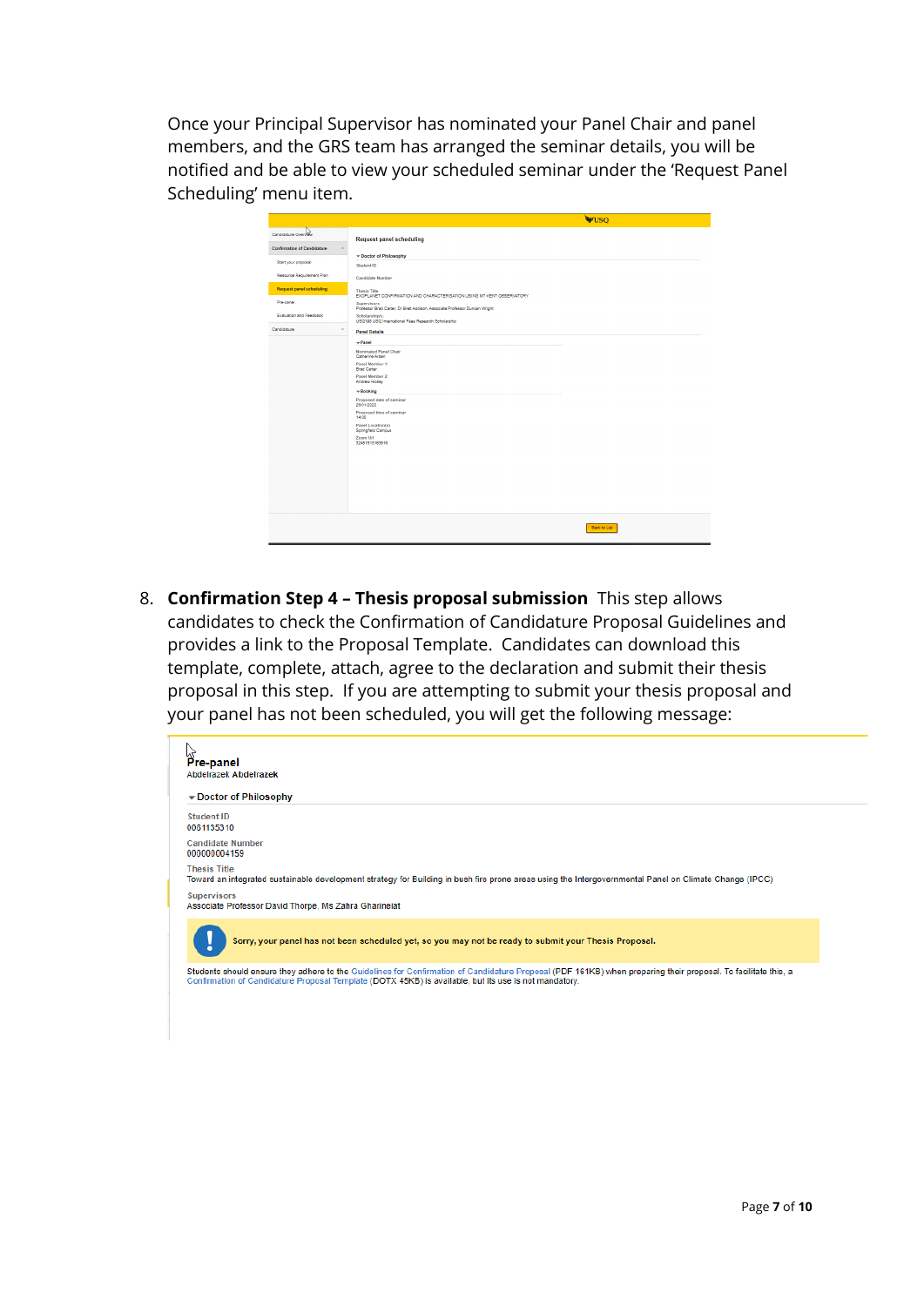Once your Principal Supervisor has nominated your Panel Chair and panel members, and the GRS team has arranged the seminar details, you will be notified and be able to view your scheduled seminar under the 'Request Panel Scheduling' menu item.

8. **Confirmation Step 4 – Thesis proposal submission** This step allows candidates to check the Confirmation of Candidature Proposal Guidelines and provides a link to the Proposal Template. Candidates can download this template, complete, attach, agree to the declaration and submit their thesis proposal in this step. If you are attempting to submit your thesis proposal and your panel has not been scheduled, you will get the following message: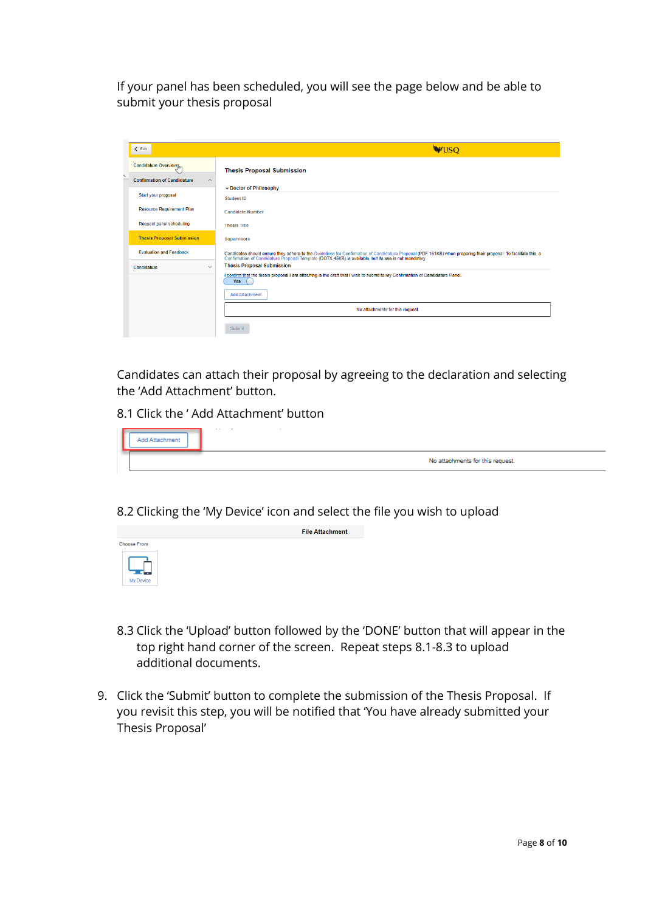If your panel has been scheduled, you will see the page below and be able to submit your thesis proposal

Candidates can attach their proposal by agreeing to the declaration and selecting the 'Add Attachment' button.

8.1 Click the ' Add Attachment' button

8.2 Clicking the 'My Device' icon and select the file you wish to upload

8.3 Click the 'Upload' button followed by the 'DONE' button that will appear in the top right hand corner of the screen. Repeat steps 8.1-8.3 to upload additional documents.

9. Click the 'Submit' button to complete the submission of the Thesis Proposal. If you revisit this step, you will be notified that 'You have already submitted your Thesis Proposal'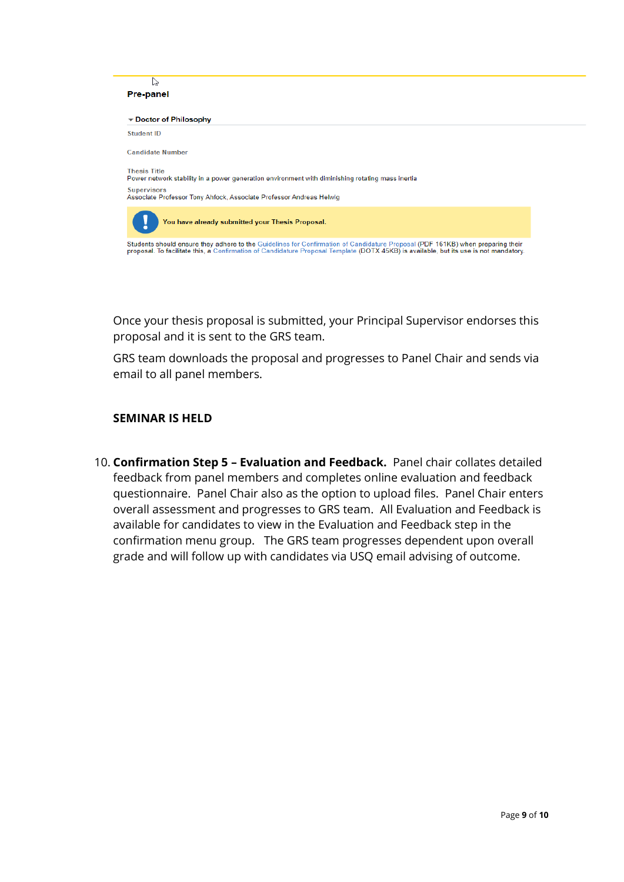**Pre-panel**

▾ **Doctor of Philosophy**

Student ID

Candidate Number

Thesis Title
Power network stability in a power generation environment with diminishing rotating mass inertia

Supervisors
Associate Professor Tony Ahfock, Associate Professor Andreas Helwig

**!** You have already submitted your Thesis Proposal.

Students should ensure they adhere to the Guidelines for Confirmation of Candidature Proposal (PDF 161KB) when preparing their proposal. To facilitate this, a Confirmation of Candidature Proposal Template (DOTX 45KB) is available, but its use is not mandatory.

Once your thesis proposal is submitted, your Principal Supervisor endorses this proposal and it is sent to the GRS team.

GRS team downloads the proposal and progresses to Panel Chair and sends via email to all panel members.

**SEMINAR IS HELD**

10. **Confirmation Step 5 – Evaluation and Feedback.** Panel chair collates detailed feedback from panel members and completes online evaluation and feedback questionnaire. Panel Chair also as the option to upload files. Panel Chair enters overall assessment and progresses to GRS team. All Evaluation and Feedback is available for candidates to view in the Evaluation and Feedback step in the confirmation menu group. The GRS team progresses dependent upon overall grade and will follow up with candidates via USQ email advising of outcome.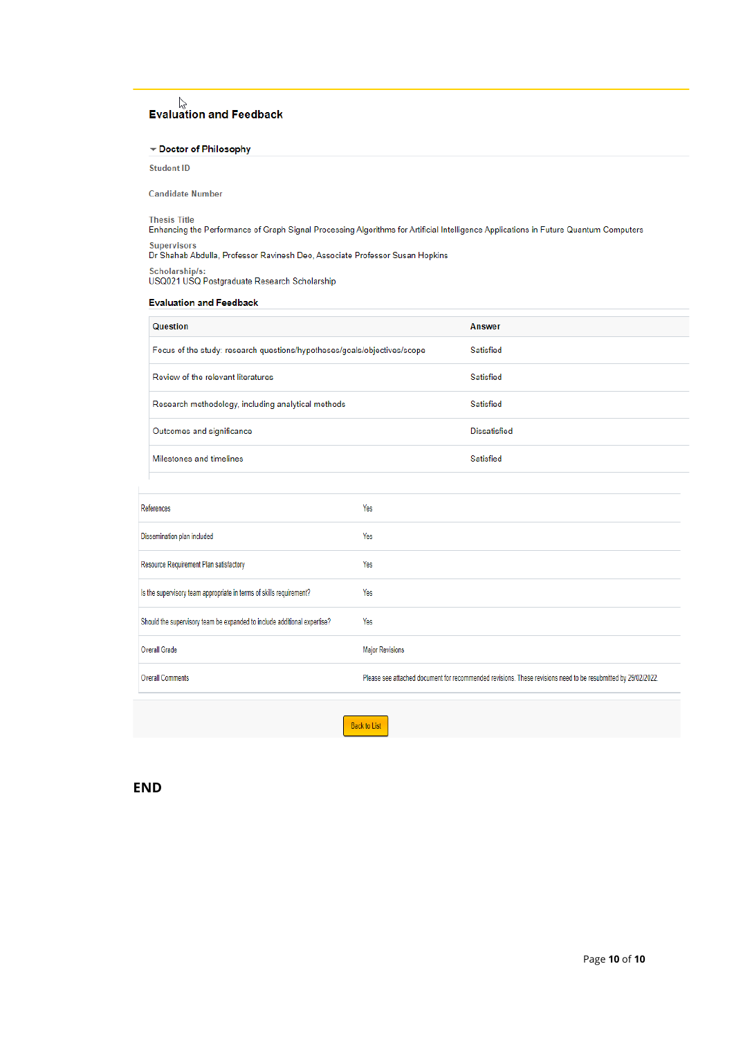## Evaluation and Feedback

### Doctor of Philosophy

**Student ID**

**Candidate Number**

**Thesis Title**
Enhancing the Performance of Graph Signal Processing Algorithms for Artificial Intelligence Applications in Future Quantum Computers

**Supervisors**
Dr Shahab Abdulla, Professor Ravinesh Deo, Associate Professor Susan Hopkins

**Scholarship/s:**
USQ021 USQ Postgraduate Research Scholarship

### Evaluation and Feedback

| Question | Answer |
|---|---|
| Focus of the study: research questions/hypotheses/goals/objectives/scope | Satisfied |
| Review of the relevant literatures | Satisfied |
| Research methodology, including analytical methods | Satisfied |
| Outcomes and significance | Dissatisfied |
| Milestones and timelines | Satisfied |
| References | Yes |
| Dissemination plan included | Yes |
| Resource Requirement Plan satisfactory | Yes |
| Is the supervisory team appropriate in terms of skills requirement? | Yes |
| Should the supervisory team be expanded to include additional expertise? | Yes |
| Overall Grade | Major Revisions |
| Overall Comments | Please see attached document for recommended revisions. These revisions need to be resubmitted by 29/02/2022. |

Back to List

**END**